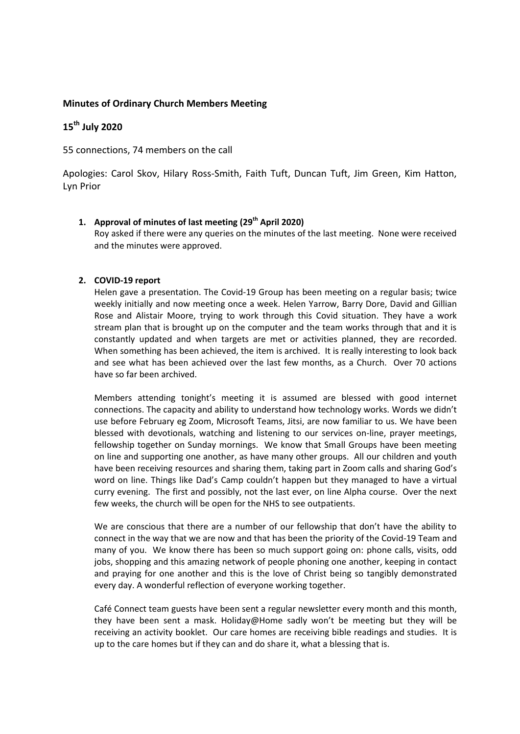**Minutes of Ordinary Church Members Meeting**

**15th July 2020**

55 connections, 74 members on the call

Apologies: Carol Skov, Hilary Ross-Smith, Faith Tuft, Duncan Tuft, Jim Green, Kim Hatton, Lyn Prior

1. **Approval of minutes of last meeting (29th April 2020)**

   Roy asked if there were any queries on the minutes of the last meeting. None were received and the minutes were approved.

2. **COVID-19 report**

   Helen gave a presentation. The Covid-19 Group has been meeting on a regular basis; twice weekly initially and now meeting once a week. Helen Yarrow, Barry Dore, David and Gillian Rose and Alistair Moore, trying to work through this Covid situation. They have a work stream plan that is brought up on the computer and the team works through that and it is constantly updated and when targets are met or activities planned, they are recorded. When something has been achieved, the item is archived. It is really interesting to look back and see what has been achieved over the last few months, as a Church. Over 70 actions have so far been archived.

   Members attending tonight's meeting it is assumed are blessed with good internet connections. The capacity and ability to understand how technology works. Words we didn't use before February eg Zoom, Microsoft Teams, Jitsi, are now familiar to us. We have been blessed with devotionals, watching and listening to our services on-line, prayer meetings, fellowship together on Sunday mornings. We know that Small Groups have been meeting on line and supporting one another, as have many other groups. All our children and youth have been receiving resources and sharing them, taking part in Zoom calls and sharing God's word on line. Things like Dad's Camp couldn't happen but they managed to have a virtual curry evening. The first and possibly, not the last ever, on line Alpha course. Over the next few weeks, the church will be open for the NHS to see outpatients.

   We are conscious that there are a number of our fellowship that don't have the ability to connect in the way that we are now and that has been the priority of the Covid-19 Team and many of you. We know there has been so much support going on: phone calls, visits, odd jobs, shopping and this amazing network of people phoning one another, keeping in contact and praying for one another and this is the love of Christ being so tangibly demonstrated every day. A wonderful reflection of everyone working together.

   Café Connect team guests have been sent a regular newsletter every month and this month, they have been sent a mask. Holiday@Home sadly won't be meeting but they will be receiving an activity booklet. Our care homes are receiving bible readings and studies. It is up to the care homes but if they can and do share it, what a blessing that is.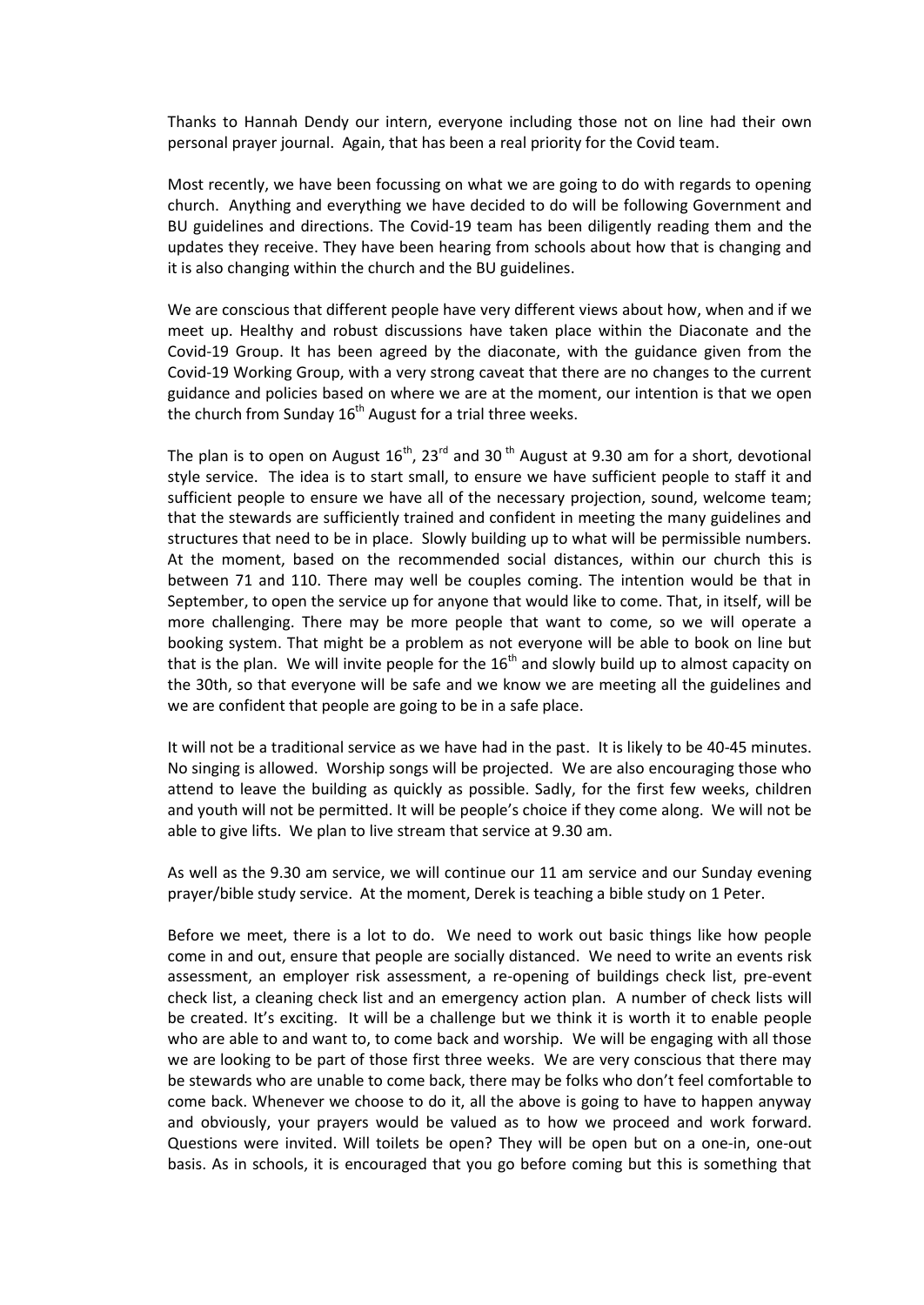Thanks to Hannah Dendy our intern, everyone including those not on line had their own personal prayer journal. Again, that has been a real priority for the Covid team.

Most recently, we have been focussing on what we are going to do with regards to opening church. Anything and everything we have decided to do will be following Government and BU guidelines and directions. The Covid-19 team has been diligently reading them and the updates they receive. They have been hearing from schools about how that is changing and it is also changing within the church and the BU guidelines.

We are conscious that different people have very different views about how, when and if we meet up. Healthy and robust discussions have taken place within the Diaconate and the Covid-19 Group. It has been agreed by the diaconate, with the guidance given from the Covid-19 Working Group, with a very strong caveat that there are no changes to the current guidance and policies based on where we are at the moment, our intention is that we open the church from Sunday 16th August for a trial three weeks.

The plan is to open on August 16th, 23rd and 30th August at 9.30 am for a short, devotional style service. The idea is to start small, to ensure we have sufficient people to staff it and sufficient people to ensure we have all of the necessary projection, sound, welcome team; that the stewards are sufficiently trained and confident in meeting the many guidelines and structures that need to be in place. Slowly building up to what will be permissible numbers. At the moment, based on the recommended social distances, within our church this is between 71 and 110. There may well be couples coming. The intention would be that in September, to open the service up for anyone that would like to come. That, in itself, will be more challenging. There may be more people that want to come, so we will operate a booking system. That might be a problem as not everyone will be able to book on line but that is the plan. We will invite people for the 16th and slowly build up to almost capacity on the 30th, so that everyone will be safe and we know we are meeting all the guidelines and we are confident that people are going to be in a safe place.

It will not be a traditional service as we have had in the past. It is likely to be 40-45 minutes. No singing is allowed. Worship songs will be projected. We are also encouraging those who attend to leave the building as quickly as possible. Sadly, for the first few weeks, children and youth will not be permitted. It will be people's choice if they come along. We will not be able to give lifts. We plan to live stream that service at 9.30 am.

As well as the 9.30 am service, we will continue our 11 am service and our Sunday evening prayer/bible study service. At the moment, Derek is teaching a bible study on 1 Peter.

Before we meet, there is a lot to do. We need to work out basic things like how people come in and out, ensure that people are socially distanced. We need to write an events risk assessment, an employer risk assessment, a re-opening of buildings check list, pre-event check list, a cleaning check list and an emergency action plan. A number of check lists will be created. It's exciting. It will be a challenge but we think it is worth it to enable people who are able to and want to, to come back and worship. We will be engaging with all those we are looking to be part of those first three weeks. We are very conscious that there may be stewards who are unable to come back, there may be folks who don't feel comfortable to come back. Whenever we choose to do it, all the above is going to have to happen anyway and obviously, your prayers would be valued as to how we proceed and work forward. Questions were invited. Will toilets be open? They will be open but on a one-in, one-out basis. As in schools, it is encouraged that you go before coming but this is something that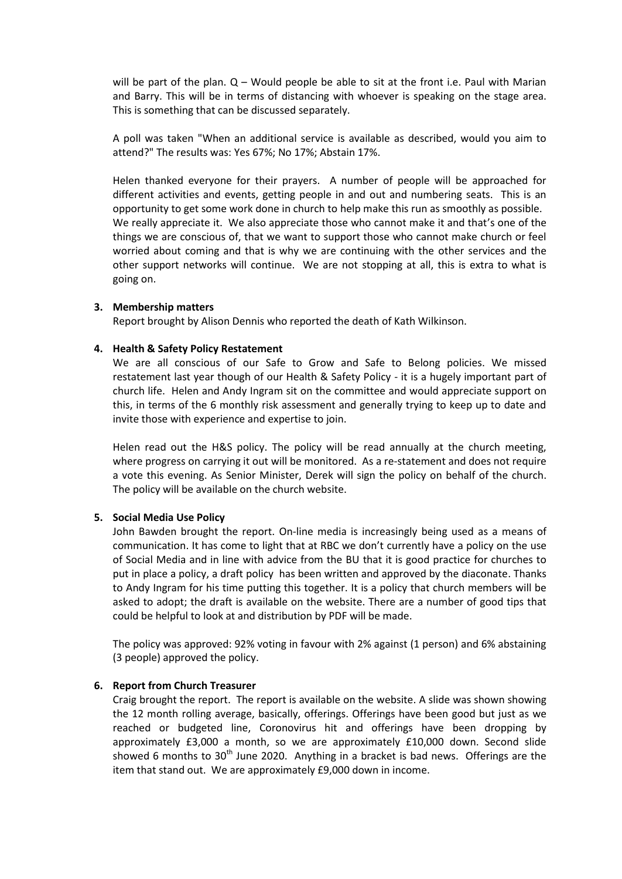will be part of the plan. Q – Would people be able to sit at the front i.e. Paul with Marian and Barry. This will be in terms of distancing with whoever is speaking on the stage area. This is something that can be discussed separately.

A poll was taken "When an additional service is available as described, would you aim to attend?" The results was: Yes 67%; No 17%; Abstain 17%.

Helen thanked everyone for their prayers. A number of people will be approached for different activities and events, getting people in and out and numbering seats. This is an opportunity to get some work done in church to help make this run as smoothly as possible. We really appreciate it. We also appreciate those who cannot make it and that's one of the things we are conscious of, that we want to support those who cannot make church or feel worried about coming and that is why we are continuing with the other services and the other support networks will continue. We are not stopping at all, this is extra to what is going on.

3. **Membership matters**

   Report brought by Alison Dennis who reported the death of Kath Wilkinson.

4. **Health & Safety Policy Restatement**

   We are all conscious of our Safe to Grow and Safe to Belong policies. We missed restatement last year though of our Health & Safety Policy - it is a hugely important part of church life. Helen and Andy Ingram sit on the committee and would appreciate support on this, in terms of the 6 monthly risk assessment and generally trying to keep up to date and invite those with experience and expertise to join.

   Helen read out the H&S policy. The policy will be read annually at the church meeting, where progress on carrying it out will be monitored. As a re-statement and does not require a vote this evening. As Senior Minister, Derek will sign the policy on behalf of the church. The policy will be available on the church website.

5. **Social Media Use Policy**

   John Bawden brought the report. On-line media is increasingly being used as a means of communication. It has come to light that at RBC we don't currently have a policy on the use of Social Media and in line with advice from the BU that it is good practice for churches to put in place a policy, a draft policy has been written and approved by the diaconate. Thanks to Andy Ingram for his time putting this together. It is a policy that church members will be asked to adopt; the draft is available on the website. There are a number of good tips that could be helpful to look at and distribution by PDF will be made.

   The policy was approved: 92% voting in favour with 2% against (1 person) and 6% abstaining (3 people) approved the policy.

6. **Report from Church Treasurer**

   Craig brought the report. The report is available on the website. A slide was shown showing the 12 month rolling average, basically, offerings. Offerings have been good but just as we reached or budgeted line, Coronovirus hit and offerings have been dropping by approximately £3,000 a month, so we are approximately £10,000 down. Second slide showed 6 months to 30th June 2020. Anything in a bracket is bad news. Offerings are the item that stand out. We are approximately £9,000 down in income.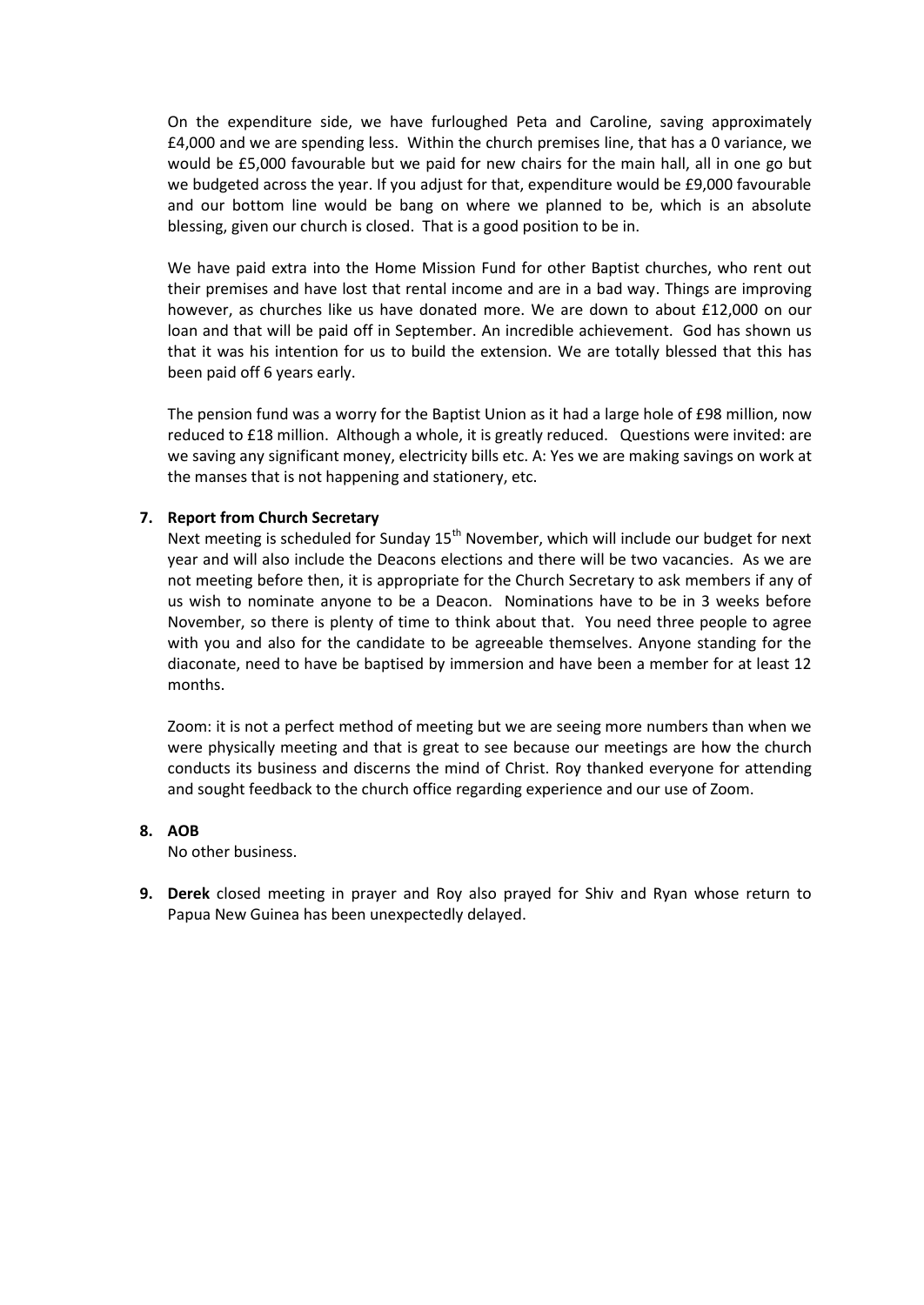On the expenditure side, we have furloughed Peta and Caroline, saving approximately £4,000 and we are spending less. Within the church premises line, that has a 0 variance, we would be £5,000 favourable but we paid for new chairs for the main hall, all in one go but we budgeted across the year. If you adjust for that, expenditure would be £9,000 favourable and our bottom line would be bang on where we planned to be, which is an absolute blessing, given our church is closed. That is a good position to be in.

We have paid extra into the Home Mission Fund for other Baptist churches, who rent out their premises and have lost that rental income and are in a bad way. Things are improving however, as churches like us have donated more. We are down to about £12,000 on our loan and that will be paid off in September. An incredible achievement. God has shown us that it was his intention for us to build the extension. We are totally blessed that this has been paid off 6 years early.

The pension fund was a worry for the Baptist Union as it had a large hole of £98 million, now reduced to £18 million. Although a whole, it is greatly reduced. Questions were invited: are we saving any significant money, electricity bills etc. A: Yes we are making savings on work at the manses that is not happening and stationery, etc.

7. **Report from Church Secretary**

   Next meeting is scheduled for Sunday 15th November, which will include our budget for next year and will also include the Deacons elections and there will be two vacancies. As we are not meeting before then, it is appropriate for the Church Secretary to ask members if any of us wish to nominate anyone to be a Deacon. Nominations have to be in 3 weeks before November, so there is plenty of time to think about that. You need three people to agree with you and also for the candidate to be agreeable themselves. Anyone standing for the diaconate, need to have be baptised by immersion and have been a member for at least 12 months.

   Zoom: it is not a perfect method of meeting but we are seeing more numbers than when we were physically meeting and that is great to see because our meetings are how the church conducts its business and discerns the mind of Christ. Roy thanked everyone for attending and sought feedback to the church office regarding experience and our use of Zoom.

8. **AOB**

   No other business.

9. **Derek** closed meeting in prayer and Roy also prayed for Shiv and Ryan whose return to Papua New Guinea has been unexpectedly delayed.